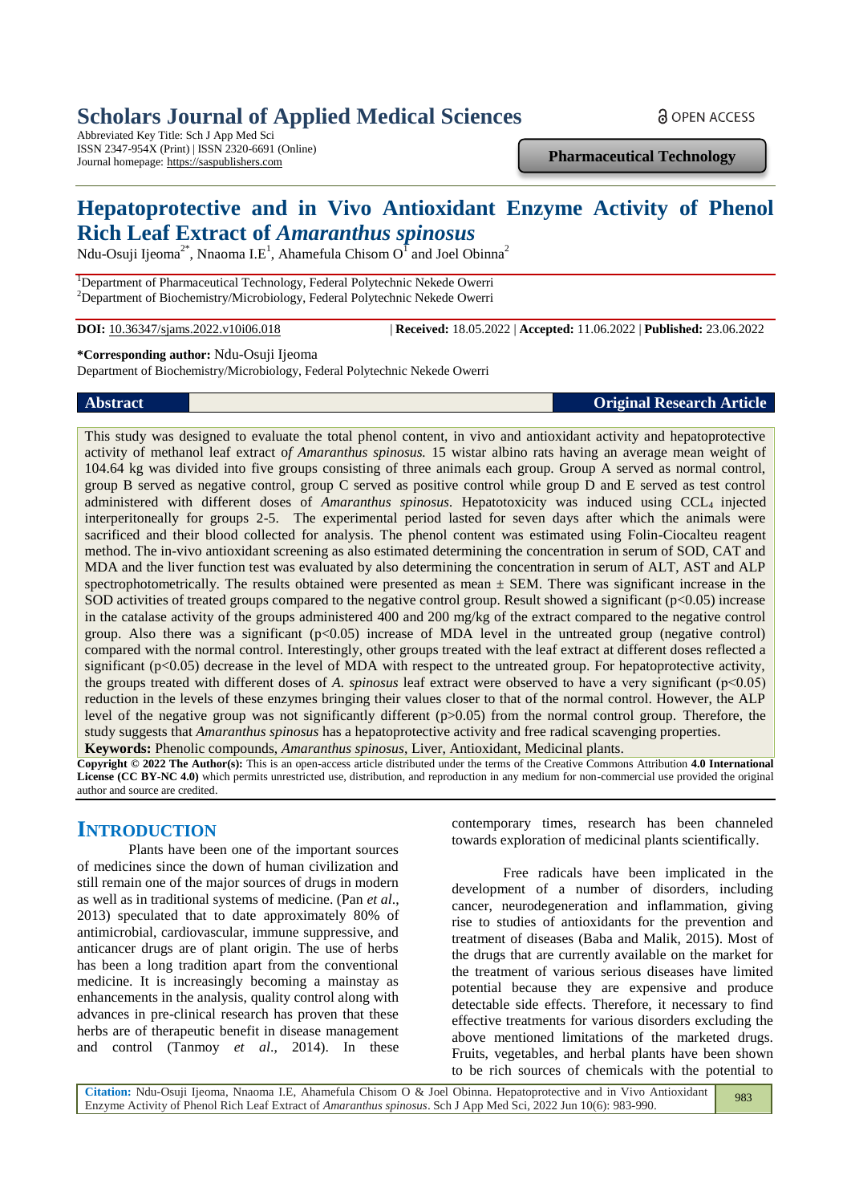# Scholars Journal of Applied Medical Sciences

Abbreviated Key Title: Sch J App Med Sci
ISSN 2347-954X (Print) | ISSN 2320-6691 (Online)
Journal homepage: https://saspublishers.com

OPEN ACCESS

**Pharmaceutical Technology**

# Hepatoprotective and in Vivo Antioxidant Enzyme Activity of Phenol Rich Leaf Extract of *Amaranthus spinosus*

Ndu-Osuji Ijeoma[2*], Nnaoma I.E[1], Ahamefula Chisom O[1] and Joel Obinna[2]

[1]Department of Pharmaceutical Technology, Federal Polytechnic Nekede Owerri
[2]Department of Biochemistry/Microbiology, Federal Polytechnic Nekede Owerri

**DOI:** 10.36347/sjams.2022.v10i06.018 | **Received:** 18.05.2022 | **Accepted:** 11.06.2022 | **Published:** 23.06.2022

**\*Corresponding author:** Ndu-Osuji Ijeoma
Department of Biochemistry/Microbiology, Federal Polytechnic Nekede Owerri

**Abstract** **Original Research Article**

This study was designed to evaluate the total phenol content, in vivo and antioxidant activity and hepatoprotective activity of methanol leaf extract *of Amaranthus spinosus.* 15 wistar albino rats having an average mean weight of 104.64 kg was divided into five groups consisting of three animals each group. Group A served as normal control, group B served as negative control, group C served as positive control while group D and E served as test control administered with different doses of *Amaranthus spinosus*. Hepatotoxicity was induced using $CCL_4$ injected interperitoneally for groups 2-5. The experimental period lasted for seven days after which the animals were sacrificed and their blood collected for analysis. The phenol content was estimated using Folin-Ciocalteu reagent method. The in-vivo antioxidant screening as also estimated determining the concentration in serum of SOD, CAT and MDA and the liver function test was evaluated by also determining the concentration in serum of ALT, AST and ALP spectrophotometrically. The results obtained were presented as mean ± SEM. There was significant increase in the SOD activities of treated groups compared to the negative control group. Result showed a significant ($p<0.05$) increase in the catalase activity of the groups administered 400 and 200 mg/kg of the extract compared to the negative control group. Also there was a significant ($p<0.05$) increase of MDA level in the untreated group (negative control) compared with the normal control. Interestingly, other groups treated with the leaf extract at different doses reflected a significant ($p<0.05$) decrease in the level of MDA with respect to the untreated group. For hepatoprotective activity, the groups treated with different doses of *A. spinosus* leaf extract were observed to have a very significant ($p<0.05$) reduction in the levels of these enzymes bringing their values closer to that of the normal control. However, the ALP level of the negative group was not significantly different ($p>0.05$) from the normal control group. Therefore, the study suggests that *Amaranthus spinosus* has a hepatoprotective activity and free radical scavenging properties.

**Keywords:** Phenolic compounds, *Amaranthus spinosus*, Liver, Antioxidant, Medicinal plants.

**Copyright © 2022 The Author(s):** This is an open-access article distributed under the terms of the Creative Commons Attribution **4.0 International License (CC BY-NC 4.0)** which permits unrestricted use, distribution, and reproduction in any medium for non-commercial use provided the original author and source are credited.

## INTRODUCTION

Plants have been one of the important sources of medicines since the down of human civilization and still remain one of the major sources of drugs in modern as well as in traditional systems of medicine. (Pan *et al*., 2013) speculated that to date approximately 80% of antimicrobial, cardiovascular, immune suppressive, and anticancer drugs are of plant origin. The use of herbs has been a long tradition apart from the conventional medicine. It is increasingly becoming a mainstay as enhancements in the analysis, quality control along with advances in pre-clinical research has proven that these herbs are of therapeutic benefit in disease management and control (Tanmoy *et al*., 2014). In these contemporary times, research has been channeled towards exploration of medicinal plants scientifically.

Free radicals have been implicated in the development of a number of disorders, including cancer, neurodegeneration and inflammation, giving rise to studies of antioxidants for the prevention and treatment of diseases (Baba and Malik, 2015). Most of the drugs that are currently available on the market for the treatment of various serious diseases have limited potential because they are expensive and produce detectable side effects. Therefore, it necessary to find effective treatments for various disorders excluding the above mentioned limitations of the marketed drugs. Fruits, vegetables, and herbal plants have been shown to be rich sources of chemicals with the potential to

**Citation:** Ndu-Osuji Ijeoma, Nnaoma I.E, Ahamefula Chisom O & Joel Obinna. Hepatoprotective and in Vivo Antioxidant Enzyme Activity of Phenol Rich Leaf Extract of *Amaranthus spinosus*. Sch J App Med Sci, 2022 Jun 10(6): 983-990.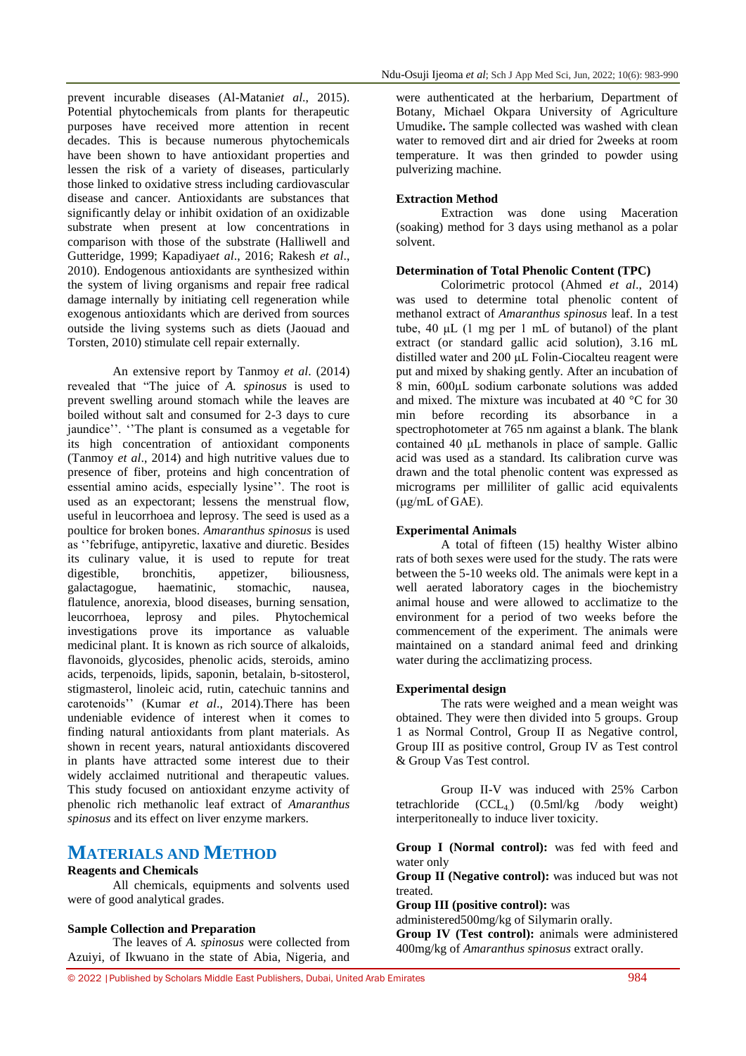prevent incurable diseases (Al-Matani*et al*., 2015). Potential phytochemicals from plants for therapeutic purposes have received more attention in recent decades. This is because numerous phytochemicals have been shown to have antioxidant properties and lessen the risk of a variety of diseases, particularly those linked to oxidative stress including cardiovascular disease and cancer. Antioxidants are substances that significantly delay or inhibit oxidation of an oxidizable substrate when present at low concentrations in comparison with those of the substrate (Halliwell and Gutteridge, 1999; Kapadiya*et al*., 2016; Rakesh *et al*., 2010). Endogenous antioxidants are synthesized within the system of living organisms and repair free radical damage internally by initiating cell regeneration while exogenous antioxidants which are derived from sources outside the living systems such as diets (Jaouad and Torsten, 2010) stimulate cell repair externally.

An extensive report by Tanmoy *et al*. (2014) revealed that "The juice of *A. spinosus* is used to prevent swelling around stomach while the leaves are boiled without salt and consumed for 2-3 days to cure jaundice''. ''The plant is consumed as a vegetable for its high concentration of antioxidant components (Tanmoy *et al*., 2014) and high nutritive values due to presence of fiber, proteins and high concentration of essential amino acids, especially lysine''. The root is used as an expectorant; lessens the menstrual flow, useful in leucorrhoea and leprosy. The seed is used as a poultice for broken bones. *Amaranthus spinosus* is used as ''febrifuge, antipyretic, laxative and diuretic. Besides its culinary value, it is used to repute for treat digestible, bronchitis, appetizer, biliousness, galactagogue, haematinic, stomachic, nausea, flatulence, anorexia, blood diseases, burning sensation, leucorrhoea, leprosy and piles. Phytochemical investigations prove its importance as valuable medicinal plant. It is known as rich source of alkaloids, flavonoids, glycosides, phenolic acids, steroids, amino acids, terpenoids, lipids, saponin, betalain, b-sitosterol, stigmasterol, linoleic acid, rutin, catechuic tannins and carotenoids'' (Kumar *et al*., 2014).There has been undeniable evidence of interest when it comes to finding natural antioxidants from plant materials. As shown in recent years, natural antioxidants discovered in plants have attracted some interest due to their widely acclaimed nutritional and therapeutic values. This study focused on antioxidant enzyme activity of phenolic rich methanolic leaf extract of *Amaranthus spinosus* and its effect on liver enzyme markers.

# MATERIALS AND METHOD

### Reagents and Chemicals

All chemicals, equipments and solvents used were of good analytical grades.

### Sample Collection and Preparation

The leaves of *A. spinosus* were collected from Azuiyi, of Ikwuano in the state of Abia, Nigeria, and were authenticated at the herbarium, Department of Botany, Michael Okpara University of Agriculture Umudike**.** The sample collected was washed with clean water to removed dirt and air dried for 2weeks at room temperature. It was then grinded to powder using pulverizing machine.

### Extraction Method

Extraction was done using Maceration (soaking) method for 3 days using methanol as a polar solvent.

### Determination of Total Phenolic Content (TPC)

Colorimetric protocol (Ahmed *et al*., 2014) was used to determine total phenolic content of methanol extract of *Amaranthus spinosus* leaf. In a test tube, 40 μL (1 mg per 1 mL of butanol) of the plant extract (or standard gallic acid solution), 3.16 mL distilled water and 200 μL Folin-Ciocalteu reagent were put and mixed by shaking gently. After an incubation of 8 min, 600μL sodium carbonate solutions was added and mixed. The mixture was incubated at 40 °C for 30 min before recording its absorbance in a spectrophotometer at 765 nm against a blank. The blank contained 40 μL methanols in place of sample. Gallic acid was used as a standard. Its calibration curve was drawn and the total phenolic content was expressed as micrograms per milliliter of gallic acid equivalents (μg/mL of GAE).

### Experimental Animals

A total of fifteen (15) healthy Wister albino rats of both sexes were used for the study. The rats were between the 5-10 weeks old. The animals were kept in a well aerated laboratory cages in the biochemistry animal house and were allowed to acclimatize to the environment for a period of two weeks before the commencement of the experiment. The animals were maintained on a standard animal feed and drinking water during the acclimatizing process.

### Experimental design

The rats were weighed and a mean weight was obtained. They were then divided into 5 groups. Group 1 as Normal Control, Group II as Negative control, Group III as positive control, Group IV as Test control & Group Vas Test control.

Group II-V was induced with 25% Carbon tetrachloride ($CCL_4$) (0.5ml/kg /body weight) interperitoneally to induce liver toxicity.

**Group I (Normal control):** was fed with feed and water only

**Group II (Negative control):** was induced but was not treated.

**Group III (positive control):** was administered500mg/kg of Silymarin orally.

**Group IV (Test control):** animals were administered 400mg/kg of *Amaranthus spinosus* extract orally.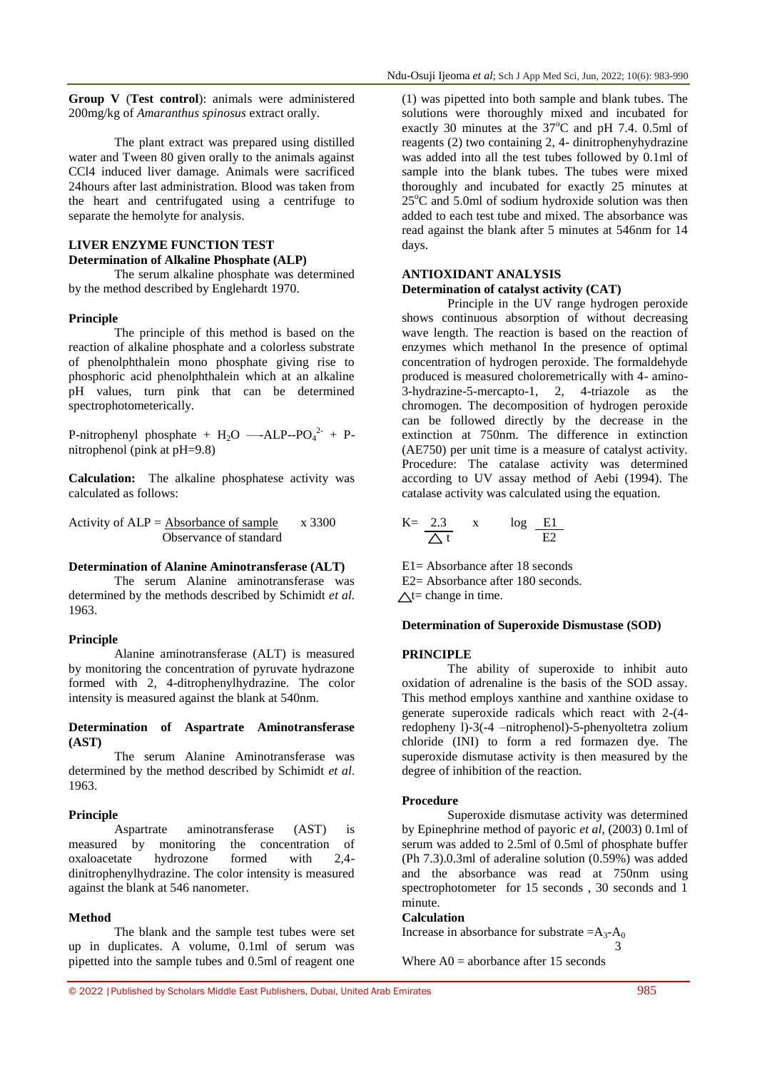**Group V** (**Test control**): animals were administered 200mg/kg of *Amaranthus spinosus* extract orally.

The plant extract was prepared using distilled water and Tween 80 given orally to the animals against CCl4 induced liver damage. Animals were sacrificed 24hours after last administration. Blood was taken from the heart and centrifugated using a centrifuge to separate the hemolyte for analysis.

## LIVER ENZYME FUNCTION TEST

### Determination of Alkaline Phosphate (ALP)

The serum alkaline phosphate was determined by the method described by Englehardt 1970.

#### Principle

The principle of this method is based on the reaction of alkaline phosphate and a colorless substrate of phenolphthalein mono phosphate giving rise to phosphoric acid phenolphthalein which at an alkaline pH values, turn pink that can be determined spectrophotometerically.

P-nitrophenyl phosphate + $H_2O$ —-ALP--$PO_4^{2-}$ + P-nitrophenol (pink at pH=9.8)

**Calculation:** The alkaline phosphatese activity was calculated as follows:

$$\text{Activity of ALP} = \frac{\text{Absorbance of sample}}{\text{Observance of standard}} \times 3300$$

### Determination of Alanine Aminotransferase (ALT)

The serum Alanine aminotransferase was determined by the methods described by Schimidt *et al.* 1963.

#### Principle

Alanine aminotransferase (ALT) is measured by monitoring the concentration of pyruvate hydrazone formed with 2, 4-ditrophenylhydrazine. The color intensity is measured against the blank at 540nm.

### Determination of Aspartrate Aminotransferase (AST)

The serum Alanine Aminotransferase was determined by the method described by Schimidt *et al*. 1963.

#### Principle

Aspartrate aminotransferase (AST) is measured by monitoring the concentration of oxaloacetate hydrozone formed with 2,4-dinitrophenylhydrazine. The color intensity is measured against the blank at 546 nanometer.

#### Method

The blank and the sample test tubes were set up in duplicates. A volume, 0.1ml of serum was pipetted into the sample tubes and 0.5ml of reagent one (1) was pipetted into both sample and blank tubes. The solutions were thoroughly mixed and incubated for exactly 30 minutes at the 37°C and pH 7.4. 0.5ml of reagents (2) two containing 2, 4- dinitrophenyhydrazine was added into all the test tubes followed by 0.1ml of sample into the blank tubes. The tubes were mixed thoroughly and incubated for exactly 25 minutes at 25°C and 5.0ml of sodium hydroxide solution was then added to each test tube and mixed. The absorbance was read against the blank after 5 minutes at 546nm for 14 days.

## ANTIOXIDANT ANALYSIS

### Determination of catalyst activity (CAT)

Principle in the UV range hydrogen peroxide shows continuous absorption of without decreasing wave length. The reaction is based on the reaction of enzymes which methanol In the presence of optimal concentration of hydrogen peroxide. The formaldehyde produced is measured choloremetrically with 4- amino-3-hydrazine-5-mercapto-1, 2, 4-triazole as the chromogen. The decomposition of hydrogen peroxide can be followed directly by the decrease in the extinction at 750nm. The difference in extinction (AE750) per unit time is a measure of catalyst activity. Procedure: The catalase activity was determined according to UV assay method of Aebi (1994). The catalase activity was calculated using the equation.

$$K = \frac{2.3}{\triangle t} \times \log \frac{E1}{E2}$$

E1= Absorbance after 18 seconds
E2= Absorbance after 180 seconds.
$\triangle$t= change in time.

### Determination of Superoxide Dismustase (SOD)

#### PRINCIPLE

The ability of superoxide to inhibit auto oxidation of adrenaline is the basis of the SOD assay. This method employs xanthine and xanthine oxidase to generate superoxide radicals which react with 2-(4-redopheny l)-3(-4 –nitrophenol)-5-phenyoltetra zolium chloride (INI) to form a red formazen dye. The superoxide dismutase activity is then measured by the degree of inhibition of the reaction.

#### Procedure

Superoxide dismutase activity was determined by Epinephrine method of payoric *et al*, (2003) 0.1ml of serum was added to 2.5ml of 0.5ml of phosphate buffer (Ph 7.3).0.3ml of aderaline solution (0.59%) was added and the absorbance was read at 750nm using spectrophotometer for 15 seconds , 30 seconds and 1 minute.

#### Calculation

$$\text{Increase in absorbance for substrate} = \frac{A_3 - A_0}{3}$$

Where A0 = aborbance after 15 seconds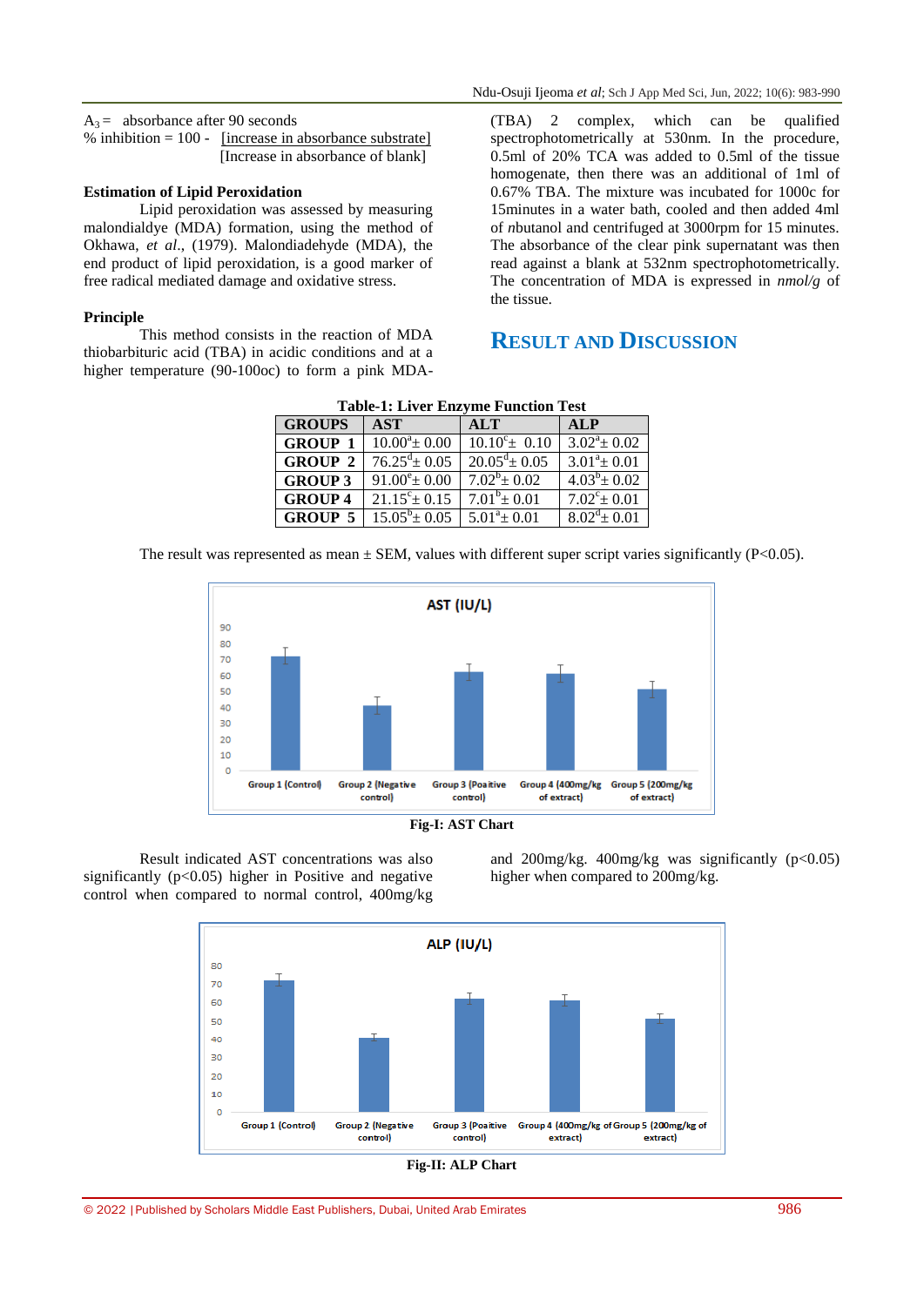$A_3$ = absorbance after 90 seconds

% inhibition = 100 - [increase in absorbance substrate] / [Increase in absorbance of blank]

**Estimation of Lipid Peroxidation**

Lipid peroxidation was assessed by measuring malondialdye (MDA) formation, using the method of Okhawa, *et al*., (1979). Malondiadehyde (MDA), the end product of lipid peroxidation, is a good marker of free radical mediated damage and oxidative stress.

**Principle**

This method consists in the reaction of MDA thiobarbituric acid (TBA) in acidic conditions and at a higher temperature (90-100oc) to form a pink MDA-(TBA) 2 complex, which can be qualified spectrophotometrically at 530nm. In the procedure, 0.5ml of 20% TCA was added to 0.5ml of the tissue homogenate, then there was an additional of 1ml of 0.67% TBA. The mixture was incubated for 1000c for 15minutes in a water bath, cooled and then added 4ml of *n*butanol and centrifuged at 3000rpm for 15 minutes. The absorbance of the clear pink supernatant was then read against a blank at 532nm spectrophotometrically. The concentration of MDA is expressed in *nmol/g* of the tissue.

## RESULT AND DISCUSSION

**Table-1: Liver Enzyme Function Test**

| GROUPS | AST | ALT | ALP |
|---|---|---|---|
| GROUP 1 | $10.00^{a} \pm 0.00$ | $10.10^{c} \pm 0.10$ | $3.02^{a} \pm 0.02$ |
| GROUP 2 | $76.25^{d} \pm 0.05$ | $20.05^{d} \pm 0.05$ | $3.01^{a} \pm 0.01$ |
| GROUP 3 | $91.00^{e} \pm 0.00$ | $7.02^{b} \pm 0.02$ | $4.03^{b} \pm 0.02$ |
| GROUP 4 | $21.15^{c} \pm 0.15$ | $7.01^{b} \pm 0.01$ | $7.02^{c} \pm 0.01$ |
| GROUP 5 | $15.05^{b} \pm 0.05$ | $5.01^{a} \pm 0.01$ | $8.02^{d} \pm 0.01$ |

The result was represented as mean ± SEM, values with different super script varies significantly (P<0.05).

**Fig-I: AST Chart**

Result indicated AST concentrations was also significantly (p<0.05) higher in Positive and negative control when compared to normal control, 400mg/kg and 200mg/kg. 400mg/kg was significantly (p<0.05) higher when compared to 200mg/kg.

**Fig-II: ALP Chart**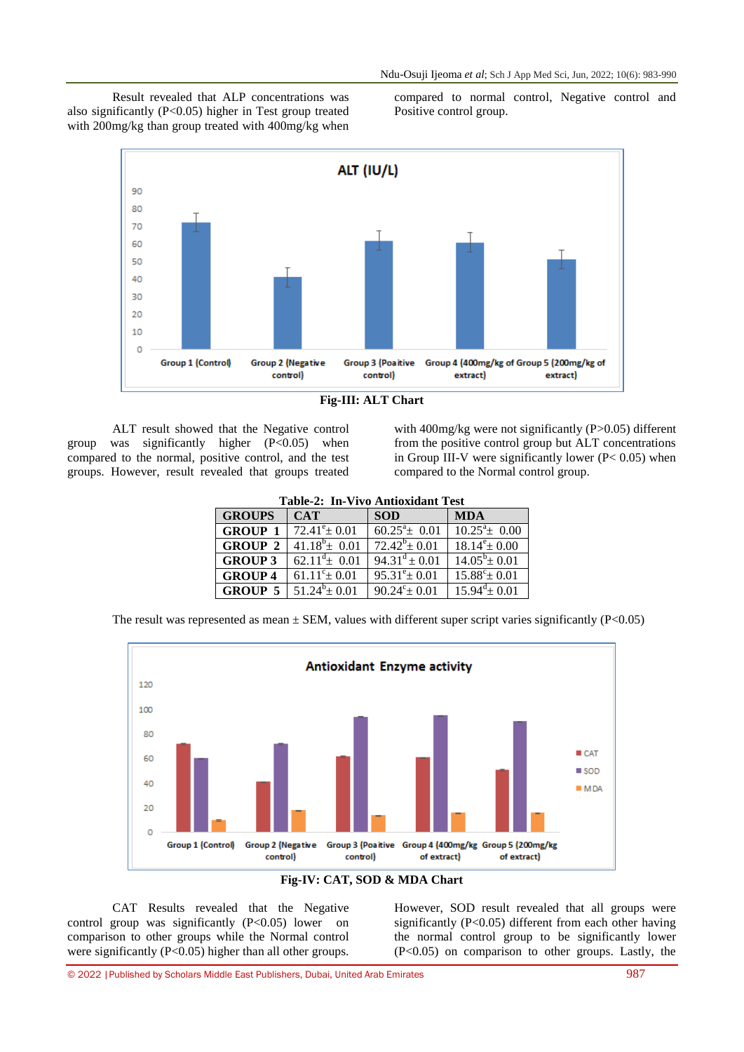Result revealed that ALP concentrations was also significantly (P<0.05) higher in Test group treated with 200mg/kg than group treated with 400mg/kg when compared to normal control, Negative control and Positive control group.

**Fig-III: ALT Chart**

ALT result showed that the Negative control group was significantly higher (P<0.05) when compared to the normal, positive control, and the test groups. However, result revealed that groups treated with 400mg/kg were not significantly (P>0.05) different from the positive control group but ALT concentrations in Group III-V were significantly lower (P< 0.05) when compared to the Normal control group.

**Table-2: In-Vivo Antioxidant Test**

| GROUPS | CAT | SOD | MDA |
|---|---|---|---|
| GROUP 1 | $72.41^{e} \pm 0.01$ | $60.25^{a} \pm 0.01$ | $10.25^{a} \pm 0.00$ |
| GROUP 2 | $41.18^{b} \pm 0.01$ | $72.42^{b} \pm 0.01$ | $18.14^{e} \pm 0.00$ |
| GROUP 3 | $62.11^{d} \pm 0.01$ | $94.31^{d} \pm 0.01$ | $14.05^{b} \pm 0.01$ |
| GROUP 4 | $61.11^{c} \pm 0.01$ | $95.31^{e} \pm 0.01$ | $15.88^{c} \pm 0.01$ |
| GROUP 5 | $51.24^{b} \pm 0.01$ | $90.24^{c} \pm 0.01$ | $15.94^{d} \pm 0.01$ |

The result was represented as mean ± SEM, values with different super script varies significantly (P<0.05)

**Fig-IV: CAT, SOD & MDA Chart**

CAT Results revealed that the Negative control group was significantly (P<0.05) lower on comparison to other groups while the Normal control were significantly (P<0.05) higher than all other groups. However, SOD result revealed that all groups were significantly (P<0.05) different from each other having the normal control group to be significantly lower (P<0.05) on comparison to other groups. Lastly, the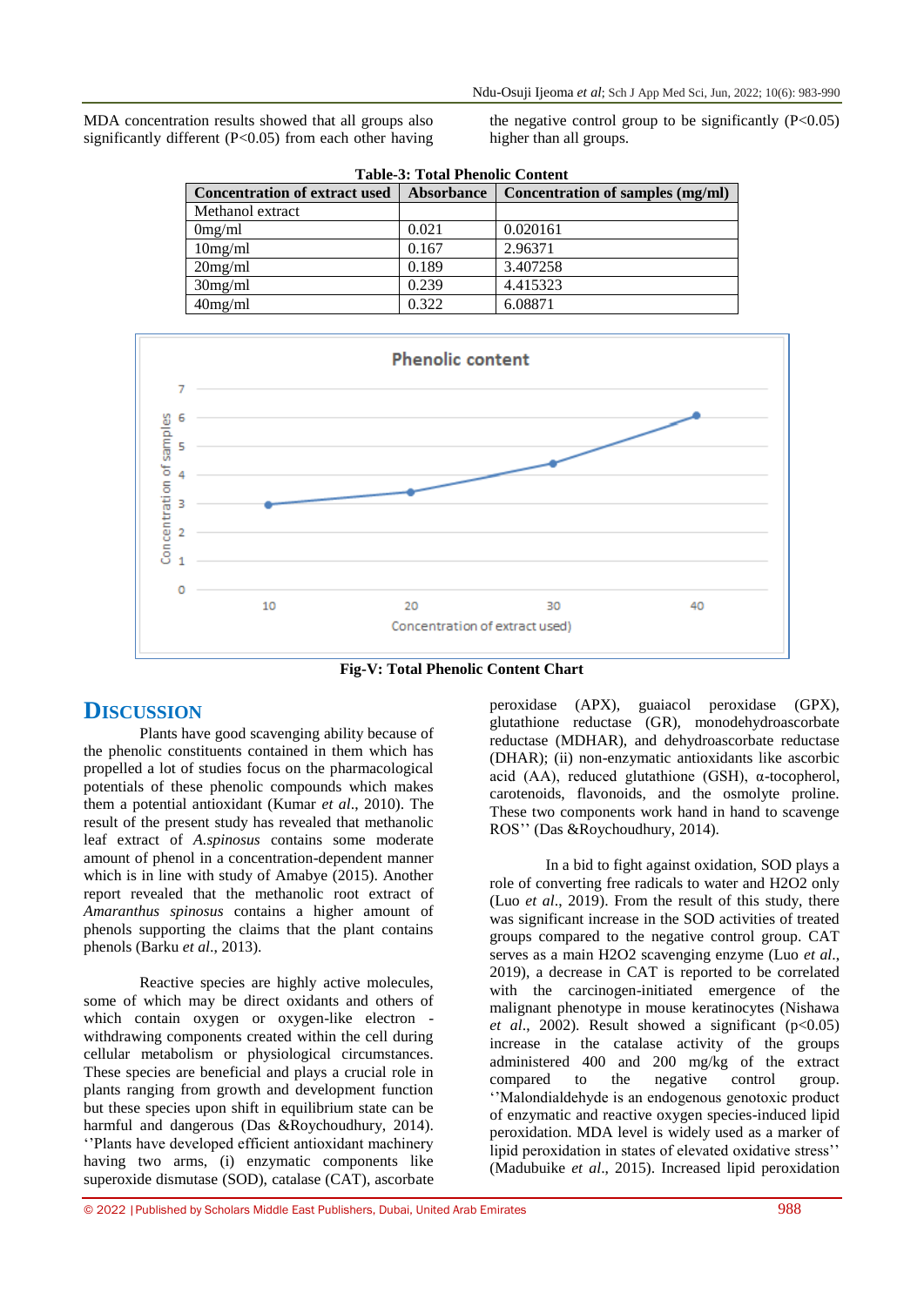MDA concentration results showed that all groups also significantly different ($P<0.05$) from each other having the negative control group to be significantly ($P<0.05$) higher than all groups.

**Table-3: Total Phenolic Content**

| Concentration of extract used | Absorbance | Concentration of samples (mg/ml) |
|---|---|---|
| Methanol extract | | |
| 0mg/ml | 0.021 | 0.020161 |
| 10mg/ml | 0.167 | 2.96371 |
| 20mg/ml | 0.189 | 3.407258 |
| 30mg/ml | 0.239 | 4.415323 |
| 40mg/ml | 0.322 | 6.08871 |

**Fig-V: Total Phenolic Content Chart**

## Discussion

Plants have good scavenging ability because of the phenolic constituents contained in them which has propelled a lot of studies focus on the pharmacological potentials of these phenolic compounds which makes them a potential antioxidant (Kumar *et al*., 2010). The result of the present study has revealed that methanolic leaf extract of *A.spinosus* contains some moderate amount of phenol in a concentration-dependent manner which is in line with study of Amabye (2015). Another report revealed that the methanolic root extract of *Amaranthus spinosus* contains a higher amount of phenols supporting the claims that the plant contains phenols (Barku *et al*., 2013).

Reactive species are highly active molecules, some of which may be direct oxidants and others of which contain oxygen or oxygen-like electron - withdrawing components created within the cell during cellular metabolism or physiological circumstances. These species are beneficial and plays a crucial role in plants ranging from growth and development function but these species upon shift in equilibrium state can be harmful and dangerous (Das &Roychoudhury, 2014). ''Plants have developed efficient antioxidant machinery having two arms, (i) enzymatic components like superoxide dismutase (SOD), catalase (CAT), ascorbate peroxidase (APX), guaiacol peroxidase (GPX), glutathione reductase (GR), monodehydroascorbate reductase (MDHAR), and dehydroascorbate reductase (DHAR); (ii) non-enzymatic antioxidants like ascorbic acid (AA), reduced glutathione (GSH), α-tocopherol, carotenoids, flavonoids, and the osmolyte proline. These two components work hand in hand to scavenge ROS'' (Das &Roychoudhury, 2014).

In a bid to fight against oxidation, SOD plays a role of converting free radicals to water and $H_2O_2$ only (Luo *et al*., 2019). From the result of this study, there was significant increase in the SOD activities of treated groups compared to the negative control group. CAT serves as a main $H_2O_2$ scavenging enzyme (Luo *et al*., 2019), a decrease in CAT is reported to be correlated with the carcinogen-initiated emergence of the malignant phenotype in mouse keratinocytes (Nishawa *et al*., 2002). Result showed a significant ($p<0.05$) increase in the catalase activity of the groups administered 400 and 200 mg/kg of the extract compared to the negative control group. ''Malondialdehyde is an endogenous genotoxic product of enzymatic and reactive oxygen species-induced lipid peroxidation. MDA level is widely used as a marker of lipid peroxidation in states of elevated oxidative stress'' (Madubuike *et al*., 2015). Increased lipid peroxidation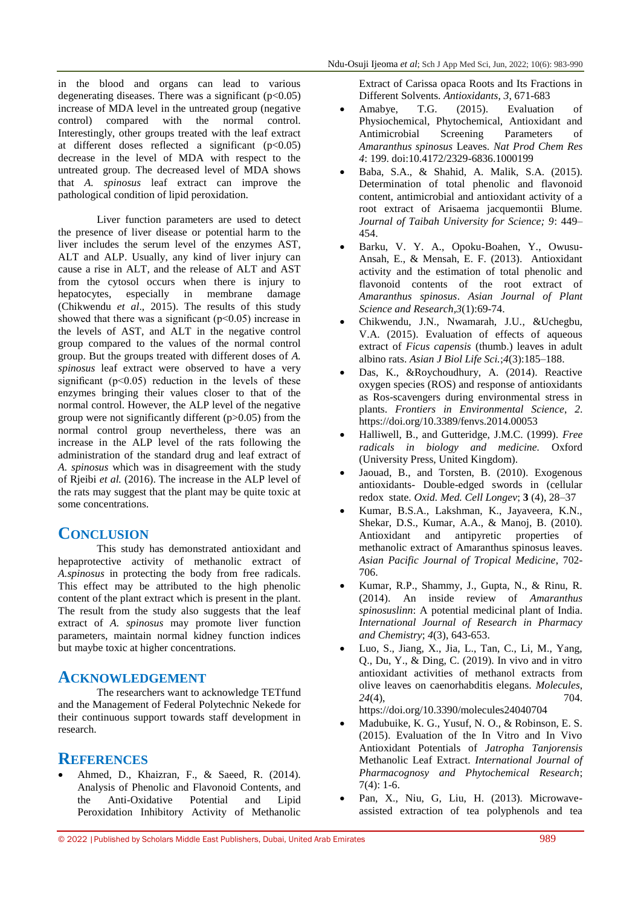in the blood and organs can lead to various degenerating diseases. There was a significant ($p<0.05$) increase of MDA level in the untreated group (negative control) compared with the normal control. Interestingly, other groups treated with the leaf extract at different doses reflected a significant ($p<0.05$) decrease in the level of MDA with respect to the untreated group. The decreased level of MDA shows that *A. spinosus* leaf extract can improve the pathological condition of lipid peroxidation.

Liver function parameters are used to detect the presence of liver disease or potential harm to the liver includes the serum level of the enzymes AST, ALT and ALP. Usually, any kind of liver injury can cause a rise in ALT, and the release of ALT and AST from the cytosol occurs when there is injury to hepatocytes, especially in membrane damage (Chikwendu *et al*., 2015). The results of this study showed that there was a significant ($p<0.05$) increase in the levels of AST, and ALT in the negative control group compared to the values of the normal control group. But the groups treated with different doses of *A. spinosus* leaf extract were observed to have a very significant ($p<0.05$) reduction in the levels of these enzymes bringing their values closer to that of the normal control. However, the ALP level of the negative group were not significantly different ($p>0.05$) from the normal control group nevertheless, there was an increase in the ALP level of the rats following the administration of the standard drug and leaf extract of *A. spinosus* which was in disagreement with the study of Rjeibi *et al.* (2016). The increase in the ALP level of the rats may suggest that the plant may be quite toxic at some concentrations.

## Conclusion

This study has demonstrated antioxidant and hepaprotective activity of methanolic extract of *A.spinosus* in protecting the body from free radicals. This effect may be attributed to the high phenolic content of the plant extract which is present in the plant. The result from the study also suggests that the leaf extract of *A. spinosus* may promote liver function parameters, maintain normal kidney function indices but maybe toxic at higher concentrations.

## Acknowledgement

The researchers want to acknowledge TETfund and the Management of Federal Polytechnic Nekede for their continuous support towards staff development in research.

## References

- Ahmed, D., Khaizran, F., & Saeed, R. (2014). Analysis of Phenolic and Flavonoid Contents, and the Anti-Oxidative Potential and Lipid Peroxidation Inhibitory Activity of Methanolic Extract of Carissa opaca Roots and Its Fractions in Different Solvents. *Antioxidants, 3*, 671-683
- Amabye, T.G. (2015). Evaluation of Physiochemical, Phytochemical, Antioxidant and Antimicrobial Screening Parameters of *Amaranthus spinosus* Leaves. *Nat Prod Chem Res 4*: 199. doi:10.4172/2329-6836.1000199
- Baba, S.A., & Shahid, A. Malik, S.A. (2015). Determination of total phenolic and flavonoid content, antimicrobial and antioxidant activity of a root extract of Arisaema jacquemontii Blume. *Journal of Taibah University for Science; 9*: 449–454.
- Barku, V. Y. A., Opoku-Boahen, Y., Owusu-Ansah, E., & Mensah, E. F. (2013). Antioxidant activity and the estimation of total phenolic and flavonoid contents of the root extract of *Amaranthus spinosus*. *Asian Journal of Plant Science and Research*,*3*(1):69-74.
- Chikwendu, J.N., Nwamarah, J.U., &Uchegbu, V.A. (2015). Evaluation of effects of aqueous extract of *Ficus capensis* (thumb.) leaves in adult albino rats. *Asian J Biol Life Sci.*;*4*(3):185–188.
- Das, K., &Roychoudhury, A. (2014). Reactive oxygen species (ROS) and response of antioxidants as Ros-scavengers during environmental stress in plants. *Frontiers in Environmental Science*, *2*. https://doi.org/10.3389/fenvs.2014.00053
- Halliwell, B., and Gutteridge, J.M.C. (1999). *Free radicals in biology and medicine.* Oxford (University Press, United Kingdom).
- Jaouad, B., and Torsten, B. (2010). Exogenous antioxidants- Double-edged swords in (cellular redox state. *Oxid. Med. Cell Longev*; **3** (4), 28–37
- Kumar, B.S.A., Lakshman, K., Jayaveera, K.N., Shekar, D.S., Kumar, A.A., & Manoj, B. (2010). Antioxidant and antipyretic properties of methanolic extract of Amaranthus spinosus leaves. *Asian Pacific Journal of Tropical Medicine*, 702-706.
- Kumar, R.P., Shammy, J., Gupta, N., & Rinu, R. (2014). An inside review of *Amaranthus spinosuslinn*: A potential medicinal plant of India. *International Journal of Research in Pharmacy and Chemistry*; *4*(3), 643-653.
- Luo, S., Jiang, X., Jia, L., Tan, C., Li, M., Yang, Q., Du, Y., & Ding, C. (2019). In vivo and in vitro antioxidant activities of methanol extracts from olive leaves on caenorhabditis elegans. *Molecules*, *24*(4), 704. https://doi.org/10.3390/molecules24040704
- Madubuike, K. G., Yusuf, N. O., & Robinson, E. S. (2015). Evaluation of the In Vitro and In Vivo Antioxidant Potentials of *Jatropha Tanjorensis* Methanolic Leaf Extract. *International Journal of Pharmacognosy and Phytochemical Research*; 7(4): 1-6.
- Pan, X., Niu, G, Liu, H. (2013). Microwave-assisted extraction of tea polyphenols and tea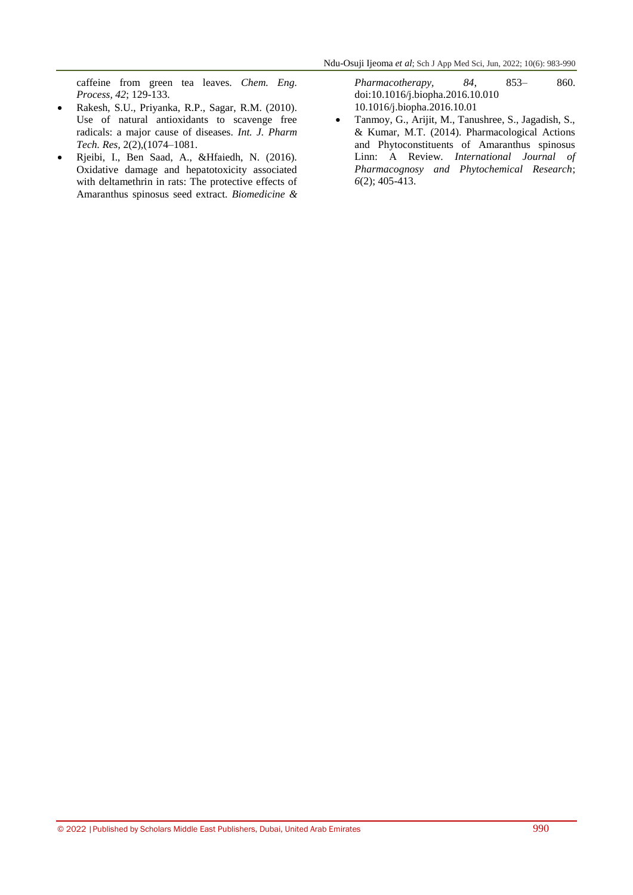caffeine from green tea leaves. *Chem. Eng. Process, 42*; 129-133.

- Rakesh, S.U., Priyanka, R.P., Sagar, R.M. (2010). Use of natural antioxidants to scavenge free radicals: a major cause of diseases. *Int. J. Pharm Tech. Res,* 2(2),(1074–1081.
- Rjeibi, I., Ben Saad, A., &Hfaiedh, N. (2016). Oxidative damage and hepatotoxicity associated with deltamethrin in rats: The protective effects of Amaranthus spinosus seed extract. *Biomedicine & Pharmacotherapy*, *84*, 853– 860. doi:10.1016/j.biopha.2016.10.010 10.1016/j.biopha.2016.10.01
- Tanmoy, G., Arijit, M., Tanushree, S., Jagadish, S., & Kumar, M.T. (2014). Pharmacological Actions and Phytoconstituents of Amaranthus spinosus Linn: A Review. *International Journal of Pharmacognosy and Phytochemical Research*; *6*(2); 405-413.